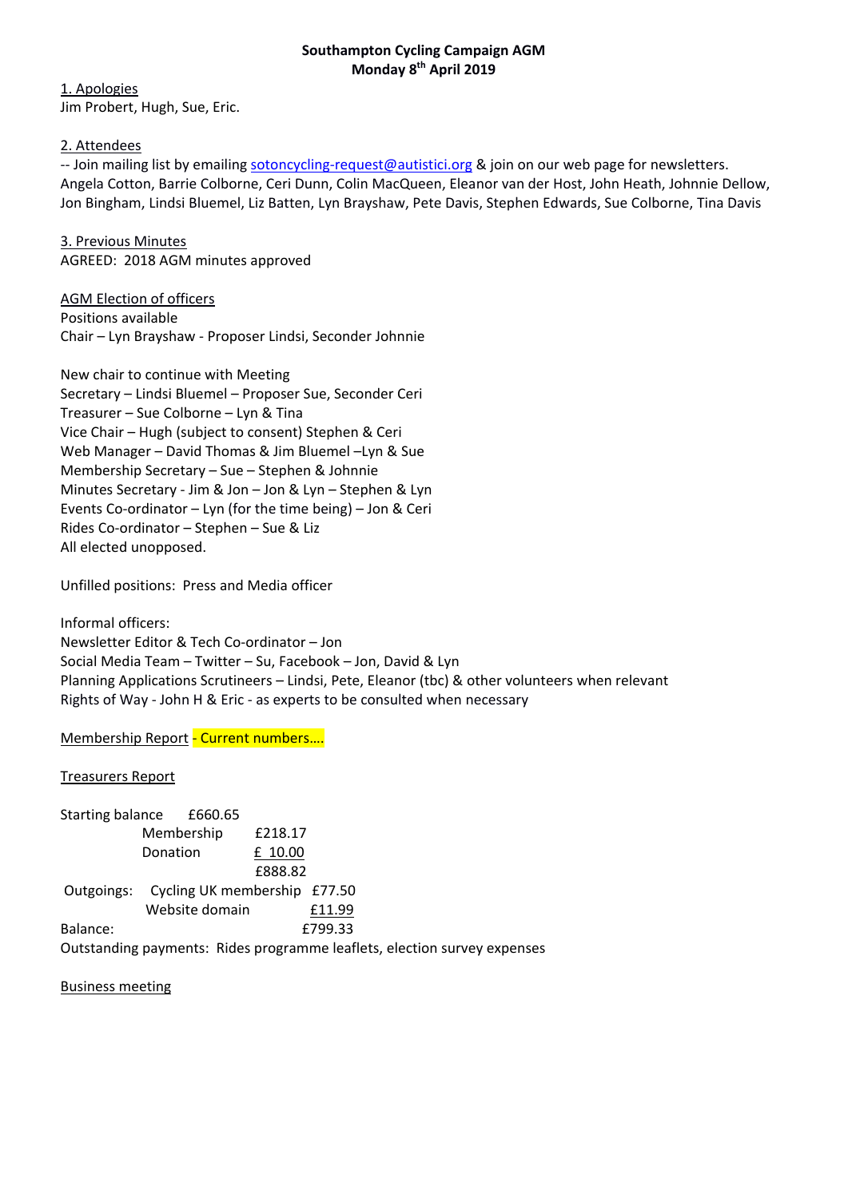**Southampton Cycling Campaign AGM**
**Monday 8th April 2019**

1. Apologies
Jim Probert, Hugh, Sue, Eric.

2. Attendees
-- Join mailing list by emailing sotoncycling-request@autistici.org & join on our web page for newsletters.
Angela Cotton, Barrie Colborne, Ceri Dunn, Colin MacQueen, Eleanor van der Host, John Heath, Johnnie Dellow, Jon Bingham, Lindsi Bluemel, Liz Batten, Lyn Brayshaw, Pete Davis, Stephen Edwards, Sue Colborne, Tina Davis

3. Previous Minutes
AGREED: 2018 AGM minutes approved

AGM Election of officers
Positions available
Chair – Lyn Brayshaw - Proposer Lindsi, Seconder Johnnie

New chair to continue with Meeting
Secretary – Lindsi Bluemel – Proposer Sue, Seconder Ceri
Treasurer – Sue Colborne – Lyn & Tina
Vice Chair – Hugh (subject to consent) Stephen & Ceri
Web Manager – David Thomas & Jim Bluemel –Lyn & Sue
Membership Secretary – Sue – Stephen & Johnnie
Minutes Secretary - Jim & Jon – Jon & Lyn – Stephen & Lyn
Events Co-ordinator – Lyn (for the time being) – Jon & Ceri
Rides Co-ordinator – Stephen – Sue & Liz
All elected unopposed.

Unfilled positions: Press and Media officer

Informal officers:
Newsletter Editor & Tech Co-ordinator – Jon
Social Media Team – Twitter – Su, Facebook – Jon, David & Lyn
Planning Applications Scrutineers – Lindsi, Pete, Eleanor (tbc) & other volunteers when relevant
Rights of Way - John H & Eric - as experts to be consulted when necessary

Membership Report - Current numbers....

Treasurers Report

| | | |
|---|---|---|
| Starting balance | £660.65 | |
| | Membership | £218.17 |
| | Donation | £ 10.00 |
| | | £888.82 |
| Outgoings: | Cycling UK membership | £77.50 |
| | Website domain | £11.99 |
| Balance: | | £799.33 |

Outstanding payments: Rides programme leaflets, election survey expenses

Business meeting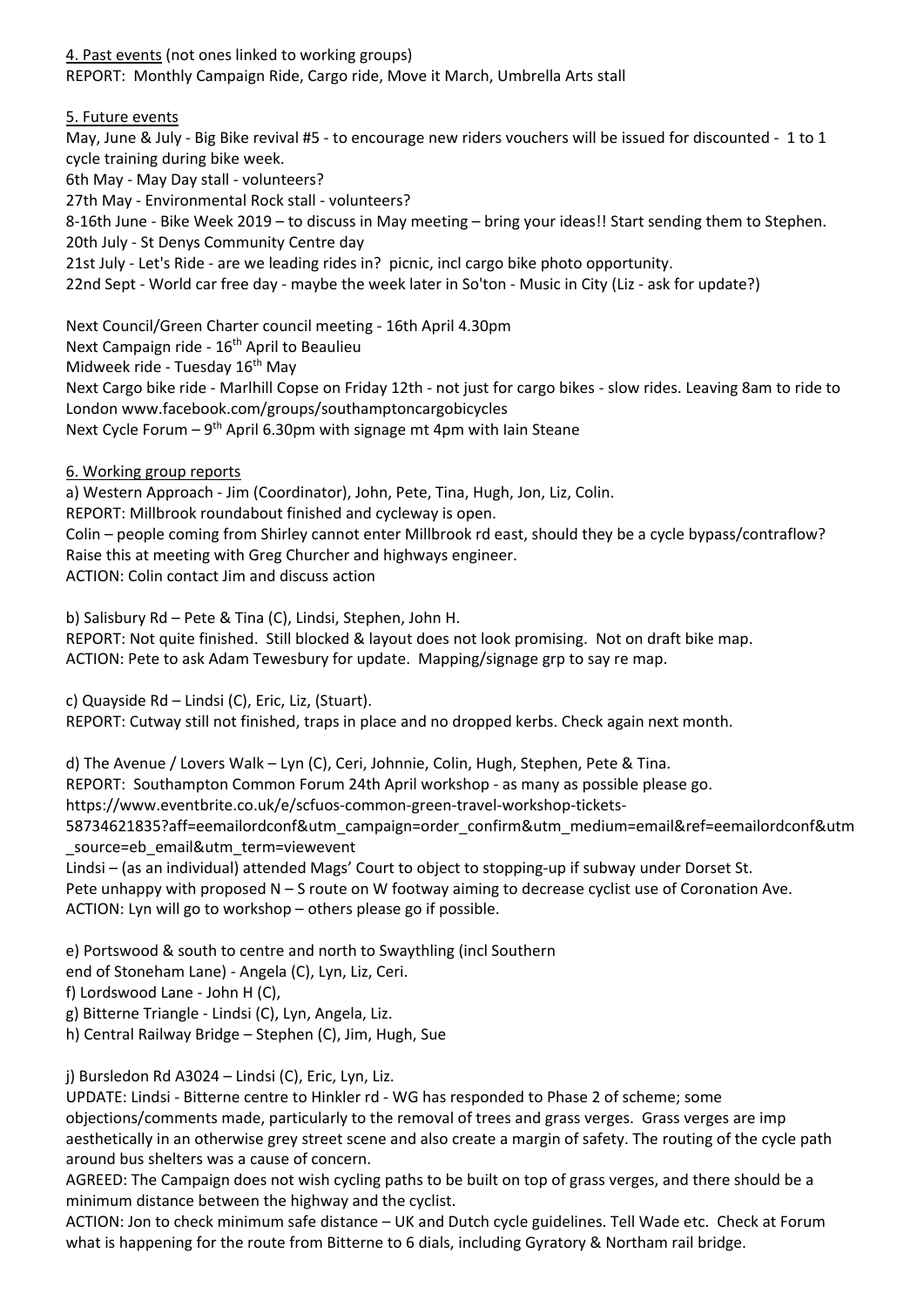4. Past events (not ones linked to working groups)
REPORT: Monthly Campaign Ride, Cargo ride, Move it March, Umbrella Arts stall

5. Future events
May, June & July - Big Bike revival #5 - to encourage new riders vouchers will be issued for discounted - 1 to 1 cycle training during bike week.
6th May - May Day stall - volunteers?
27th May - Environmental Rock stall - volunteers?
8-16th June - Bike Week 2019 – to discuss in May meeting – bring your ideas!! Start sending them to Stephen.
20th July - St Denys Community Centre day
21st July - Let's Ride - are we leading rides in? picnic, incl cargo bike photo opportunity.
22nd Sept - World car free day - maybe the week later in So'ton - Music in City (Liz - ask for update?)

Next Council/Green Charter council meeting - 16th April 4.30pm
Next Campaign ride - 16th April to Beaulieu
Midweek ride - Tuesday 16th May
Next Cargo bike ride - Marlhill Copse on Friday 12th - not just for cargo bikes - slow rides. Leaving 8am to ride to London www.facebook.com/groups/southamptoncargobicycles
Next Cycle Forum – 9th April 6.30pm with signage mt 4pm with Iain Steane

6. Working group reports
a) Western Approach - Jim (Coordinator), John, Pete, Tina, Hugh, Jon, Liz, Colin.
REPORT: Millbrook roundabout finished and cycleway is open.
Colin – people coming from Shirley cannot enter Millbrook rd east, should they be a cycle bypass/contraflow? Raise this at meeting with Greg Churcher and highways engineer.
ACTION: Colin contact Jim and discuss action

b) Salisbury Rd – Pete & Tina (C), Lindsi, Stephen, John H.
REPORT: Not quite finished. Still blocked & layout does not look promising. Not on draft bike map.
ACTION: Pete to ask Adam Tewesbury for update. Mapping/signage grp to say re map.

c) Quayside Rd – Lindsi (C), Eric, Liz, (Stuart).
REPORT: Cutway still not finished, traps in place and no dropped kerbs. Check again next month.

d) The Avenue / Lovers Walk – Lyn (C), Ceri, Johnnie, Colin, Hugh, Stephen, Pete & Tina.
REPORT: Southampton Common Forum 24th April workshop - as many as possible please go.
https://www.eventbrite.co.uk/e/scfuos-common-green-travel-workshop-tickets-58734621835?aff=eemailordconf&utm_campaign=order_confirm&utm_medium=email&ref=eemailordconf&utm_source=eb_email&utm_term=viewevent
Lindsi – (as an individual) attended Mags' Court to object to stopping-up if subway under Dorset St.
Pete unhappy with proposed N – S route on W footway aiming to decrease cyclist use of Coronation Ave.
ACTION: Lyn will go to workshop – others please go if possible.

e) Portswood & south to centre and north to Swaythling (incl Southern end of Stoneham Lane) - Angela (C), Lyn, Liz, Ceri.
f) Lordswood Lane - John H (C),
g) Bitterne Triangle - Lindsi (C), Lyn, Angela, Liz.
h) Central Railway Bridge – Stephen (C), Jim, Hugh, Sue

j) Bursledon Rd A3024 – Lindsi (C), Eric, Lyn, Liz.
UPDATE: Lindsi - Bitterne centre to Hinkler rd - WG has responded to Phase 2 of scheme; some objections/comments made, particularly to the removal of trees and grass verges. Grass verges are imp aesthetically in an otherwise grey street scene and also create a margin of safety. The routing of the cycle path around bus shelters was a cause of concern.
AGREED: The Campaign does not wish cycling paths to be built on top of grass verges, and there should be a minimum distance between the highway and the cyclist.
ACTION: Jon to check minimum safe distance – UK and Dutch cycle guidelines. Tell Wade etc. Check at Forum what is happening for the route from Bitterne to 6 dials, including Gyratory & Northam rail bridge.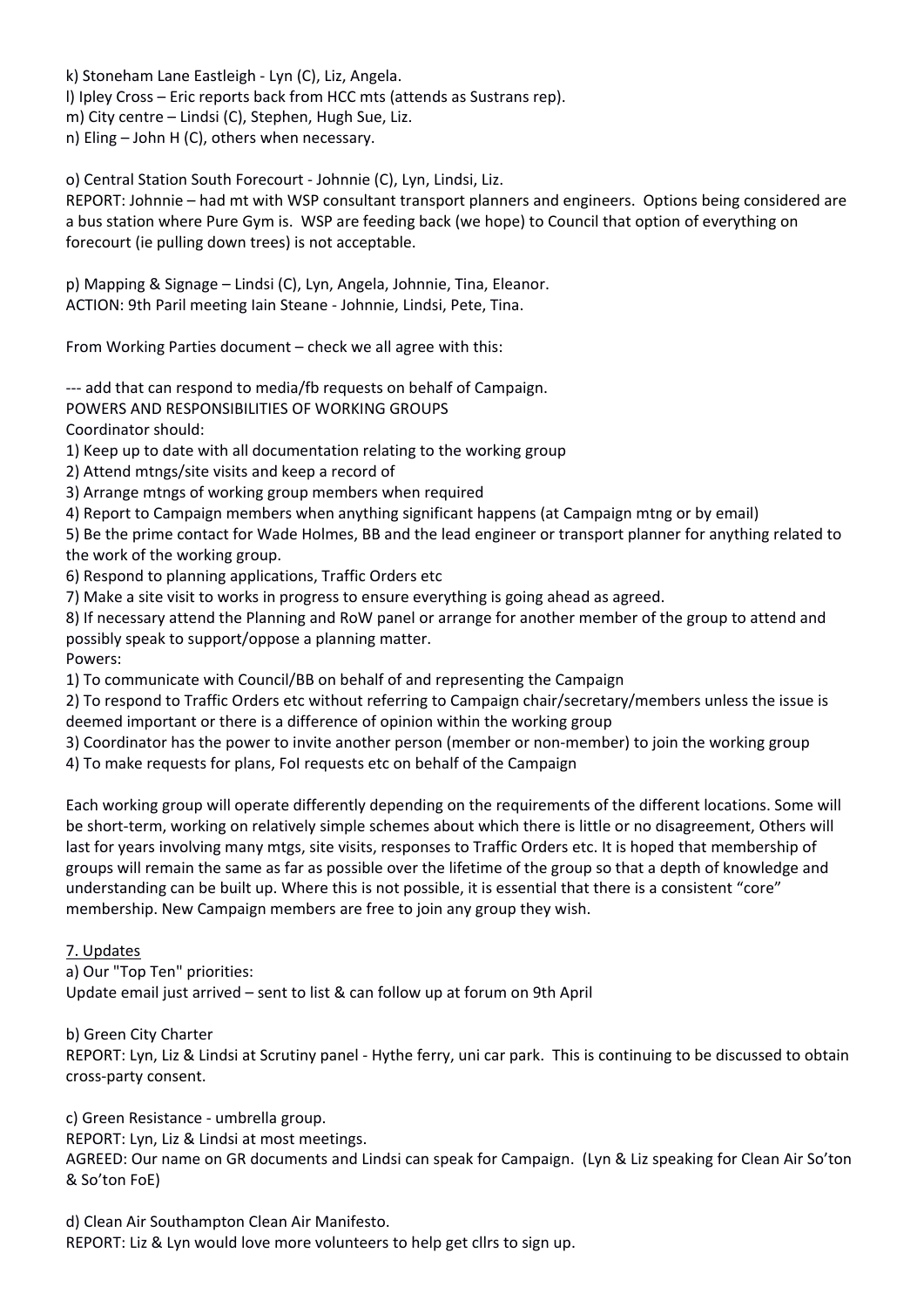k) Stoneham Lane Eastleigh - Lyn (C), Liz, Angela.
l) Ipley Cross – Eric reports back from HCC mts (attends as Sustrans rep).
m) City centre – Lindsi (C), Stephen, Hugh Sue, Liz.
n) Eling – John H (C), others when necessary.

o) Central Station South Forecourt - Johnnie (C), Lyn, Lindsi, Liz.
REPORT: Johnnie – had mt with WSP consultant transport planners and engineers. Options being considered are a bus station where Pure Gym is. WSP are feeding back (we hope) to Council that option of everything on forecourt (ie pulling down trees) is not acceptable.

p) Mapping & Signage – Lindsi (C), Lyn, Angela, Johnnie, Tina, Eleanor.
ACTION: 9th Paril meeting Iain Steane - Johnnie, Lindsi, Pete, Tina.

From Working Parties document – check we all agree with this:

--- add that can respond to media/fb requests on behalf of Campaign.
POWERS AND RESPONSIBILITIES OF WORKING GROUPS
Coordinator should:
1) Keep up to date with all documentation relating to the working group
2) Attend mtngs/site visits and keep a record of
3) Arrange mtngs of working group members when required
4) Report to Campaign members when anything significant happens (at Campaign mtng or by email)
5) Be the prime contact for Wade Holmes, BB and the lead engineer or transport planner for anything related to the work of the working group.
6) Respond to planning applications, Traffic Orders etc
7) Make a site visit to works in progress to ensure everything is going ahead as agreed.
8) If necessary attend the Planning and RoW panel or arrange for another member of the group to attend and possibly speak to support/oppose a planning matter.
Powers:
1) To communicate with Council/BB on behalf of and representing the Campaign
2) To respond to Traffic Orders etc without referring to Campaign chair/secretary/members unless the issue is deemed important or there is a difference of opinion within the working group
3) Coordinator has the power to invite another person (member or non-member) to join the working group
4) To make requests for plans, FoI requests etc on behalf of the Campaign

Each working group will operate differently depending on the requirements of the different locations. Some will be short-term, working on relatively simple schemes about which there is little or no disagreement, Others will last for years involving many mtgs, site visits, responses to Traffic Orders etc. It is hoped that membership of groups will remain the same as far as possible over the lifetime of the group so that a depth of knowledge and understanding can be built up. Where this is not possible, it is essential that there is a consistent "core" membership. New Campaign members are free to join any group they wish.

7. Updates

a) Our "Top Ten" priorities:
Update email just arrived – sent to list & can follow up at forum on 9th April

b) Green City Charter
REPORT: Lyn, Liz & Lindsi at Scrutiny panel - Hythe ferry, uni car park. This is continuing to be discussed to obtain cross-party consent.

c) Green Resistance - umbrella group.
REPORT: Lyn, Liz & Lindsi at most meetings.
AGREED: Our name on GR documents and Lindsi can speak for Campaign. (Lyn & Liz speaking for Clean Air So'ton & So'ton FoE)

d) Clean Air Southampton Clean Air Manifesto.
REPORT: Liz & Lyn would love more volunteers to help get cllrs to sign up.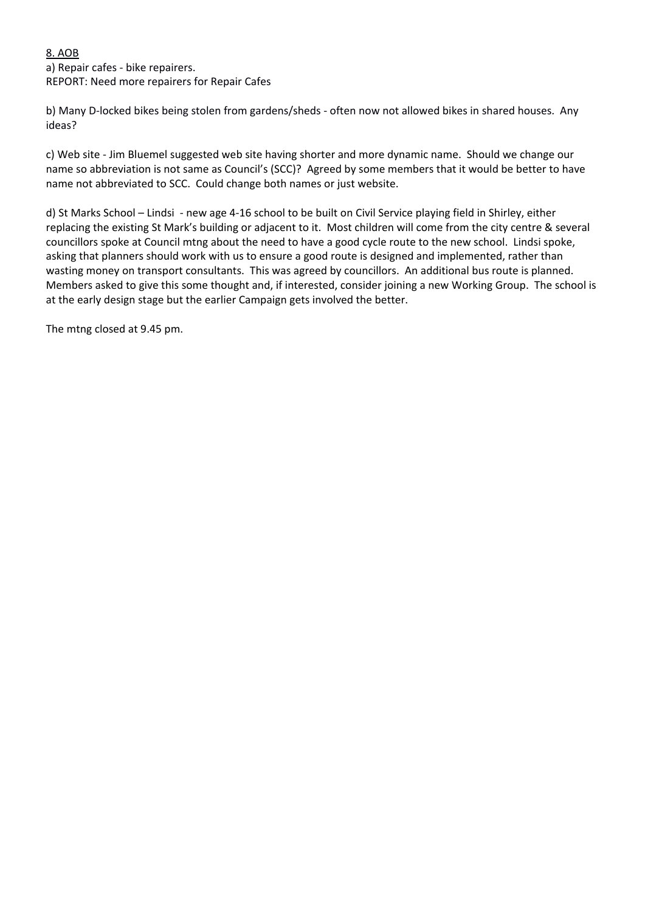<u>8. AOB</u>

a) Repair cafes - bike repairers.
REPORT: Need more repairers for Repair Cafes

b) Many D-locked bikes being stolen from gardens/sheds - often now not allowed bikes in shared houses. Any ideas?

c) Web site - Jim Bluemel suggested web site having shorter and more dynamic name. Should we change our name so abbreviation is not same as Council's (SCC)? Agreed by some members that it would be better to have name not abbreviated to SCC. Could change both names or just website.

d) St Marks School – Lindsi - new age 4-16 school to be built on Civil Service playing field in Shirley, either replacing the existing St Mark's building or adjacent to it. Most children will come from the city centre & several councillors spoke at Council mtng about the need to have a good cycle route to the new school. Lindsi spoke, asking that planners should work with us to ensure a good route is designed and implemented, rather than wasting money on transport consultants. This was agreed by councillors. An additional bus route is planned. Members asked to give this some thought and, if interested, consider joining a new Working Group. The school is at the early design stage but the earlier Campaign gets involved the better.

The mtng closed at 9.45 pm.